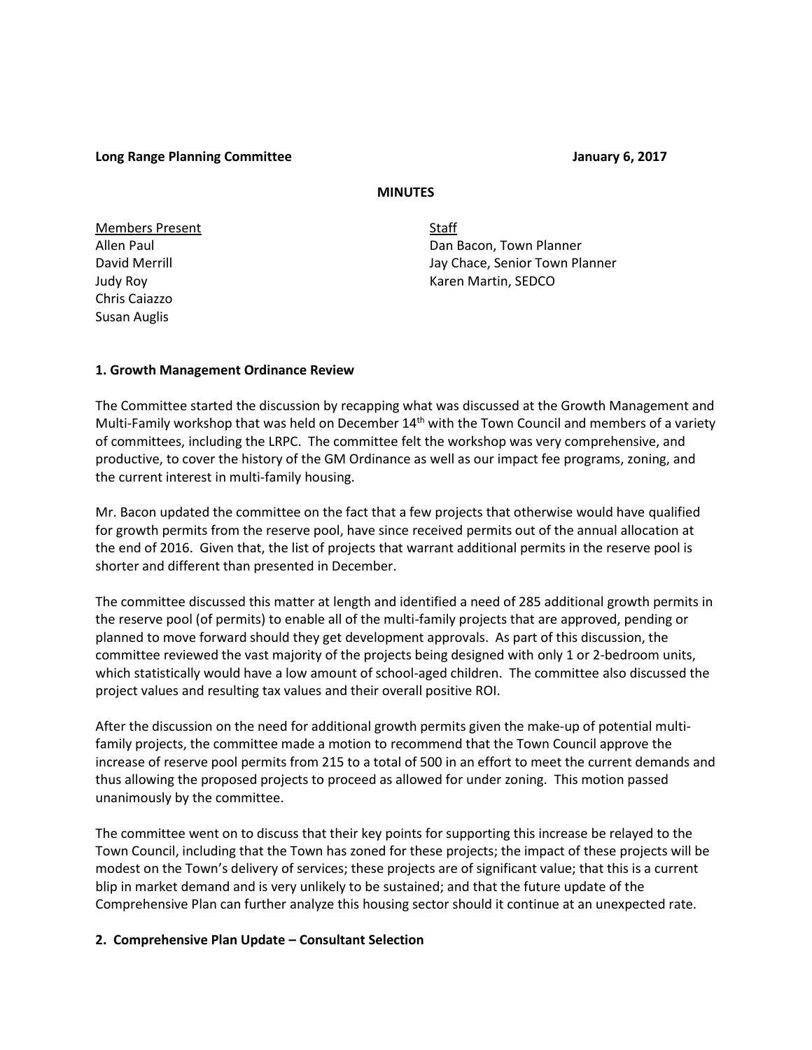**Long Range Planning Committee** **January 6, 2017**

**MINUTES**

<u>Members Present</u>
Allen Paul
David Merrill
Judy Roy
Chris Caiazzo
Susan Auglis

<u>Staff</u>
Dan Bacon, Town Planner
Jay Chace, Senior Town Planner
Karen Martin, SEDCO

**1. Growth Management Ordinance Review**

The Committee started the discussion by recapping what was discussed at the Growth Management and Multi-Family workshop that was held on December 14th with the Town Council and members of a variety of committees, including the LRPC. The committee felt the workshop was very comprehensive, and productive, to cover the history of the GM Ordinance as well as our impact fee programs, zoning, and the current interest in multi-family housing.

Mr. Bacon updated the committee on the fact that a few projects that otherwise would have qualified for growth permits from the reserve pool, have since received permits out of the annual allocation at the end of 2016. Given that, the list of projects that warrant additional permits in the reserve pool is shorter and different than presented in December.

The committee discussed this matter at length and identified a need of 285 additional growth permits in the reserve pool (of permits) to enable all of the multi-family projects that are approved, pending or planned to move forward should they get development approvals. As part of this discussion, the committee reviewed the vast majority of the projects being designed with only 1 or 2-bedroom units, which statistically would have a low amount of school-aged children. The committee also discussed the project values and resulting tax values and their overall positive ROI.

After the discussion on the need for additional growth permits given the make-up of potential multi-family projects, the committee made a motion to recommend that the Town Council approve the increase of reserve pool permits from 215 to a total of 500 in an effort to meet the current demands and thus allowing the proposed projects to proceed as allowed for under zoning. This motion passed unanimously by the committee.

The committee went on to discuss that their key points for supporting this increase be relayed to the Town Council, including that the Town has zoned for these projects; the impact of these projects will be modest on the Town's delivery of services; these projects are of significant value; that this is a current blip in market demand and is very unlikely to be sustained; and that the future update of the Comprehensive Plan can further analyze this housing sector should it continue at an unexpected rate.

**2. Comprehensive Plan Update – Consultant Selection**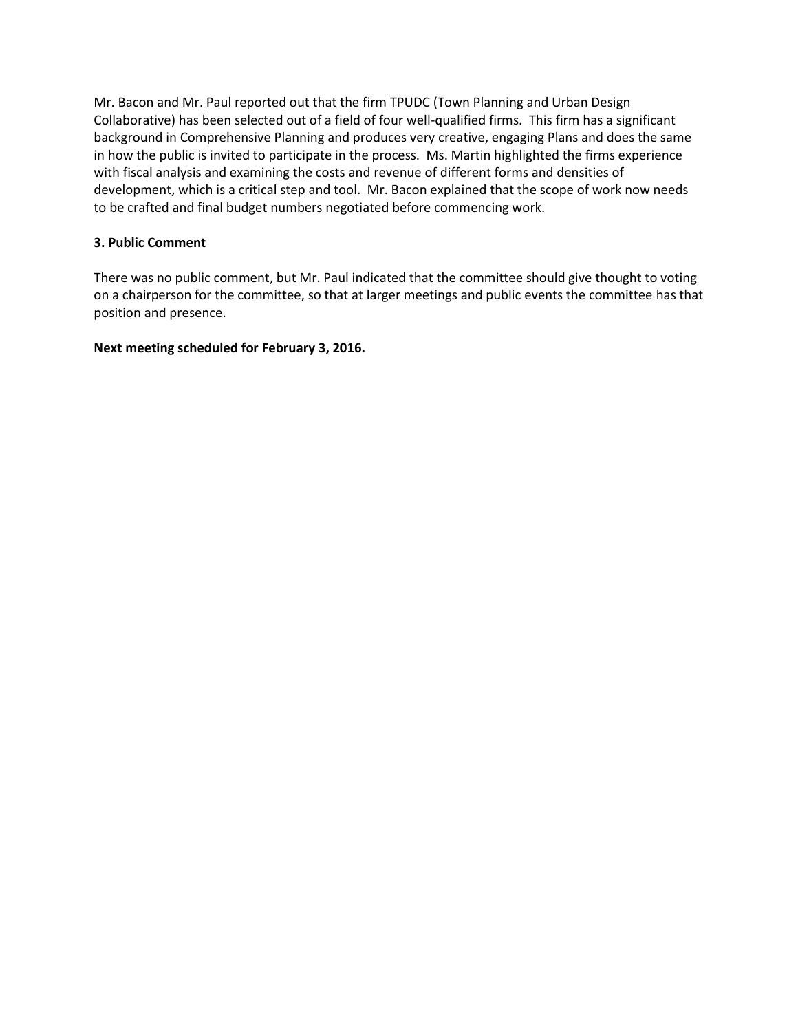Mr. Bacon and Mr. Paul reported out that the firm TPUDC (Town Planning and Urban Design Collaborative) has been selected out of a field of four well-qualified firms. This firm has a significant background in Comprehensive Planning and produces very creative, engaging Plans and does the same in how the public is invited to participate in the process. Ms. Martin highlighted the firms experience with fiscal analysis and examining the costs and revenue of different forms and densities of development, which is a critical step and tool. Mr. Bacon explained that the scope of work now needs to be crafted and final budget numbers negotiated before commencing work.

**3. Public Comment**

There was no public comment, but Mr. Paul indicated that the committee should give thought to voting on a chairperson for the committee, so that at larger meetings and public events the committee has that position and presence.

**Next meeting scheduled for February 3, 2016.**